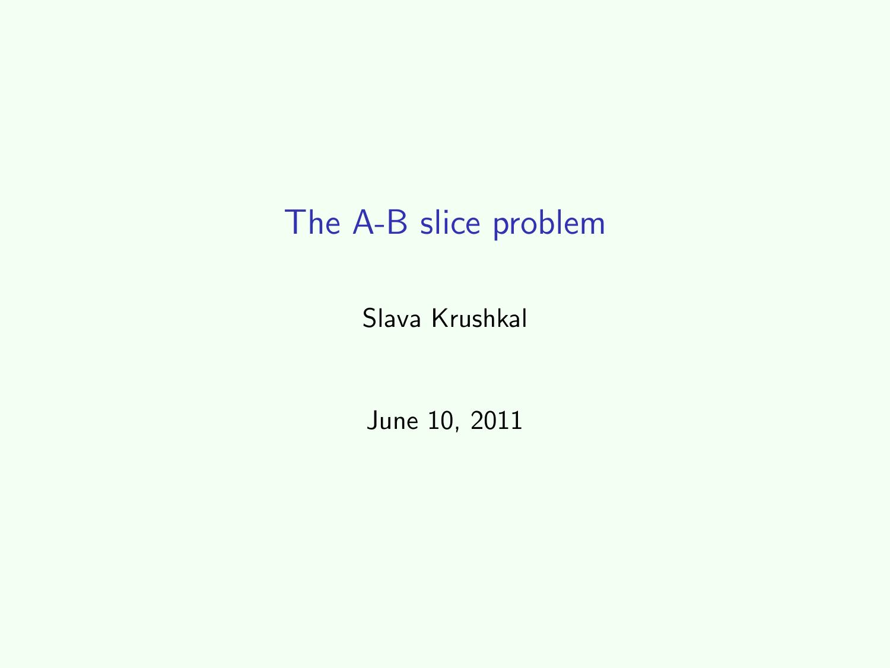# The A-B slice problem

Slava Krushkal

June 10, 2011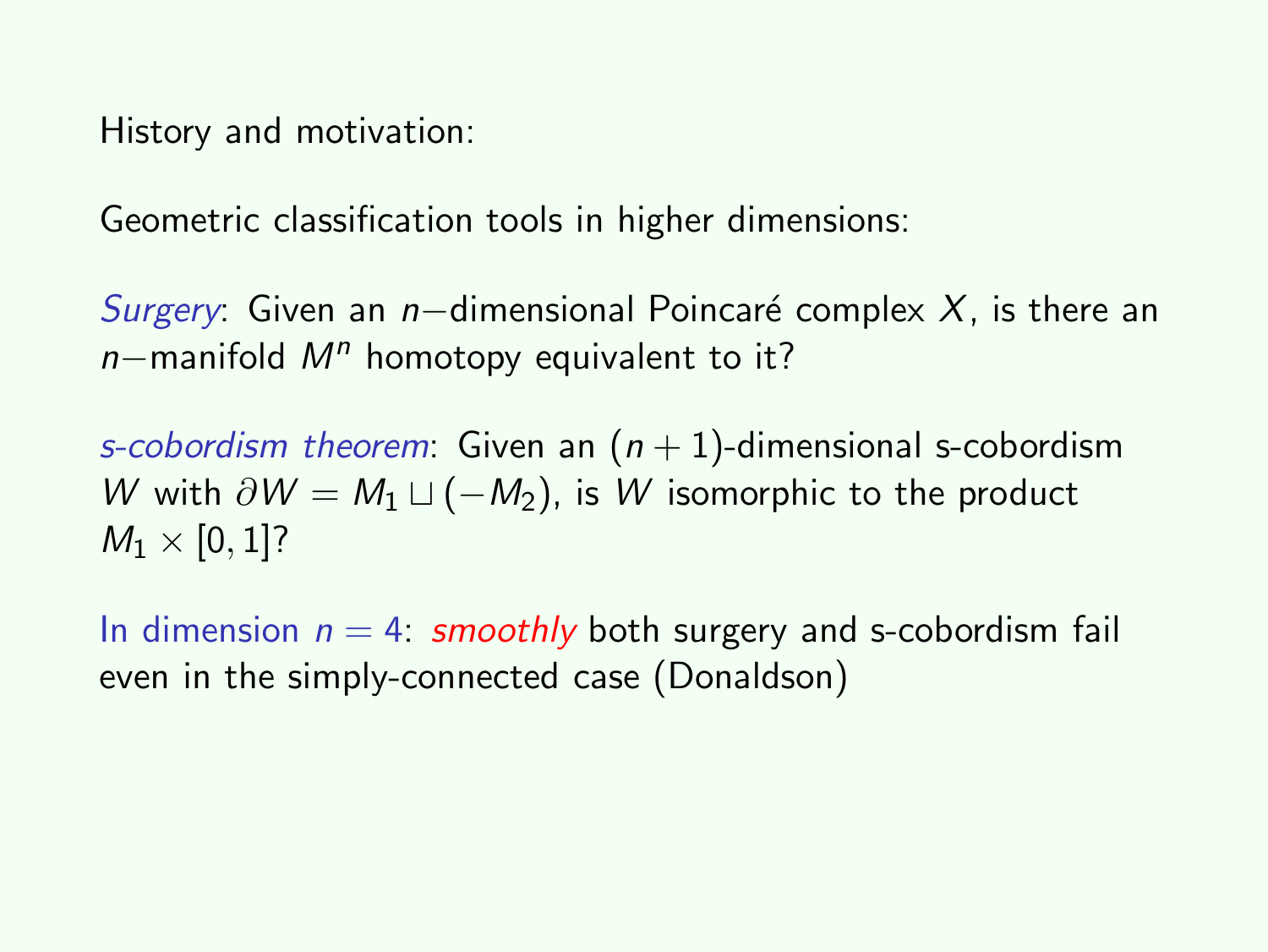History and motivation:

Geometric classification tools in higher dimensions:

*Surgery*: Given an $n-$dimensional Poincaré complex $X$, is there an $n-$manifold $M^n$ homotopy equivalent to it?

*s-cobordism theorem*: Given an $(n+1)$-dimensional s-cobordism $W$ with $\partial W = M_1 \sqcup (-M_2)$, is $W$ isomorphic to the product $M_1 \times [0,1]$?

In dimension $n = 4$: *smoothly* both surgery and s-cobordism fail even in the simply-connected case (Donaldson)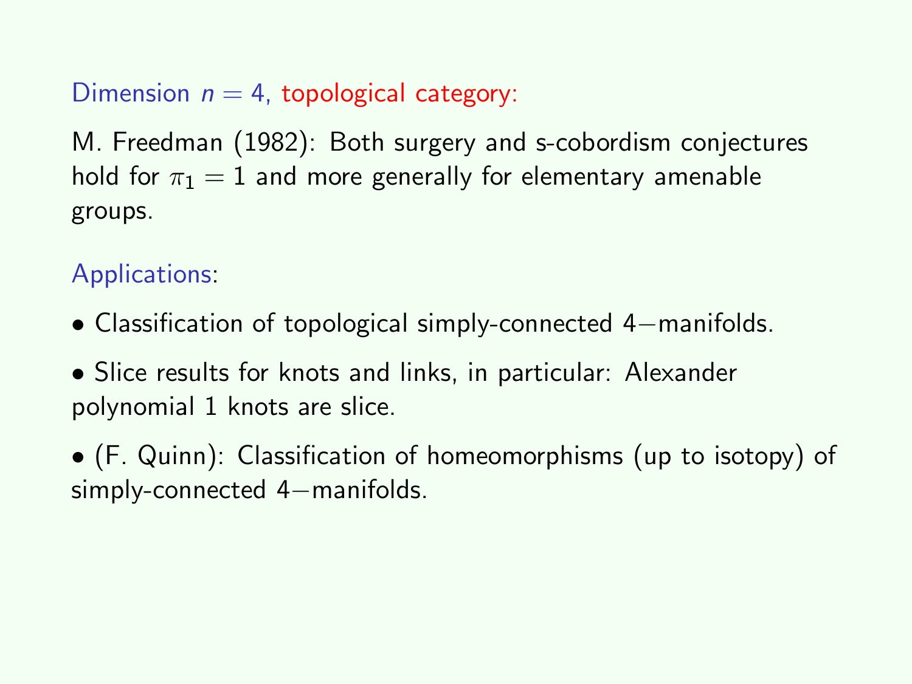Dimension $n = 4$, topological category:

M. Freedman (1982): Both surgery and s-cobordism conjectures hold for $\pi_1 = 1$ and more generally for elementary amenable groups.

Applications:

- Classification of topological simply-connected $4-$manifolds.

- Slice results for knots and links, in particular: Alexander polynomial 1 knots are slice.

- (F. Quinn): Classification of homeomorphisms (up to isotopy) of simply-connected $4-$manifolds.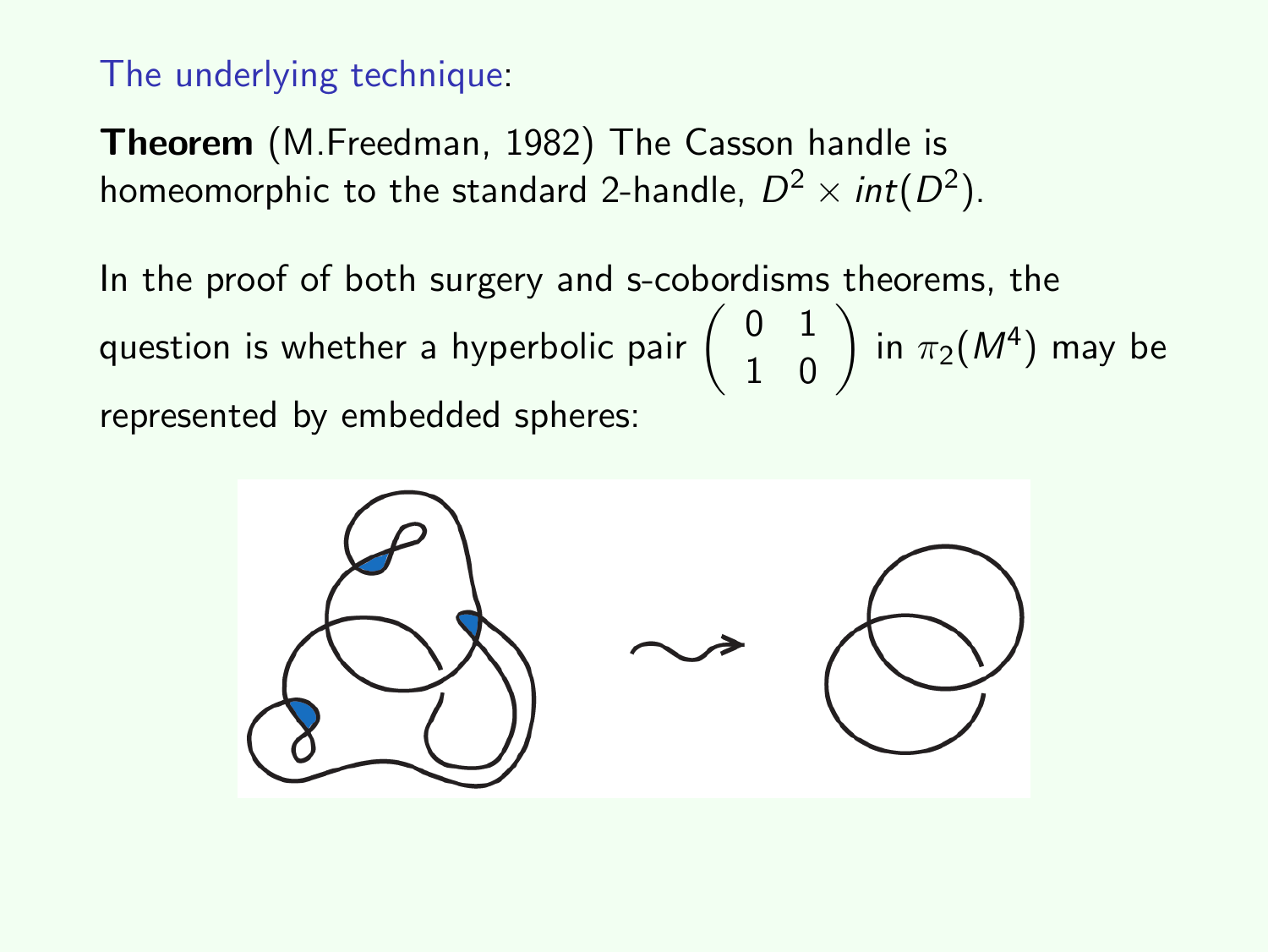The underlying technique:

**Theorem** (M.Freedman, 1982) The Casson handle is homeomorphic to the standard 2-handle, $D^2 \times int(D^2)$.

In the proof of both surgery and s-cobordisms theorems, the question is whether a hyperbolic pair $\begin{pmatrix} 0 & 1 \\ 1 & 0 \end{pmatrix}$ in $\pi_2(M^4)$ may be represented by embedded spheres: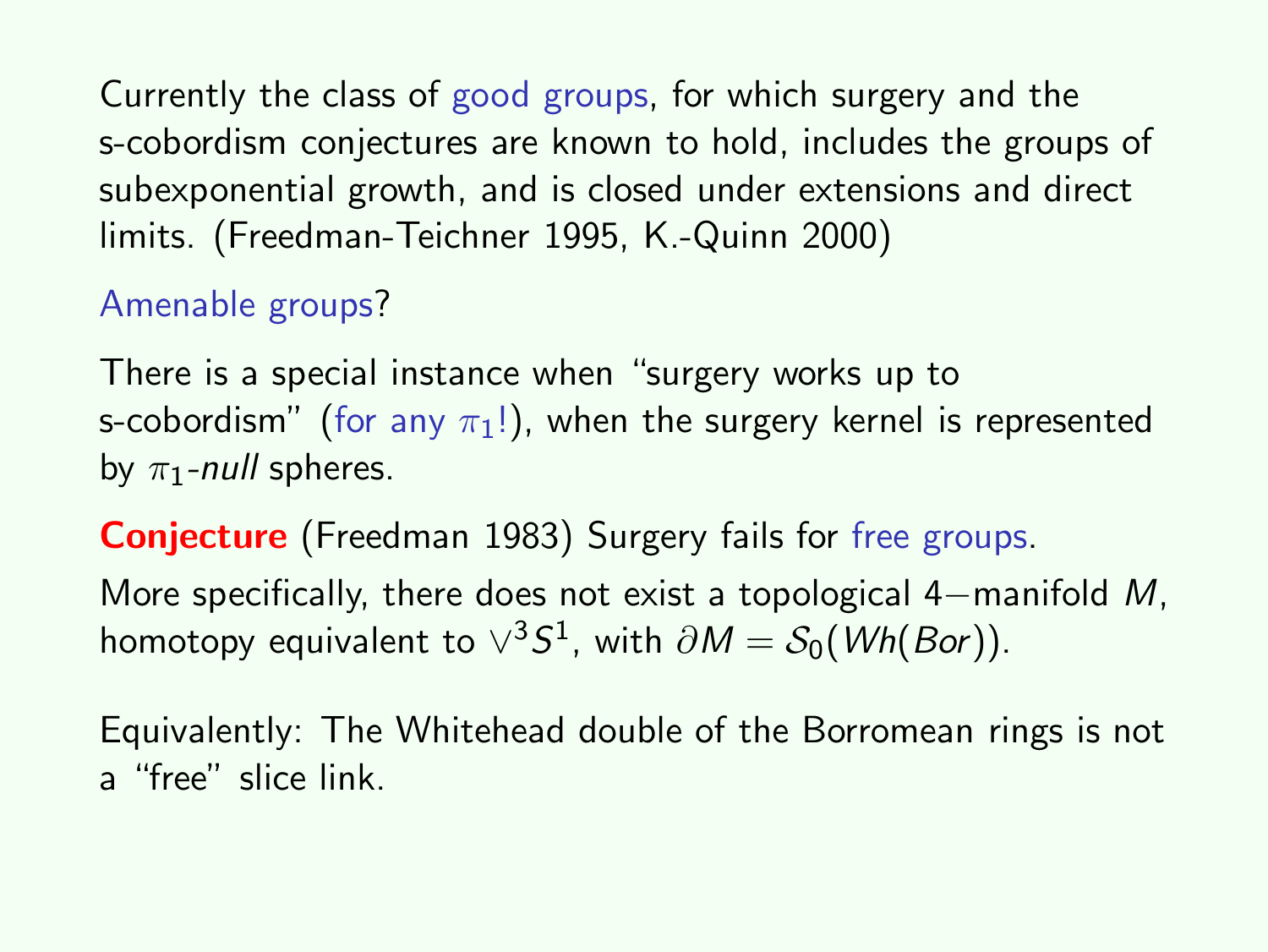Currently the class of good groups, for which surgery and the s-cobordism conjectures are known to hold, includes the groups of subexponential growth, and is closed under extensions and direct limits. (Freedman-Teichner 1995, K.-Quinn 2000)

Amenable groups?

There is a special instance when "surgery works up to s-cobordism" (for any $\pi_1$!), when the surgery kernel is represented by $\pi_1$-*null* spheres.

**Conjecture** (Freedman 1983) Surgery fails for free groups.

More specifically, there does not exist a topological $4-$manifold $M$, homotopy equivalent to $\vee^3 S^1$, with $\partial M = \mathcal{S}_0(Wh(Bor))$.

Equivalently: The Whitehead double of the Borromean rings is not a "free" slice link.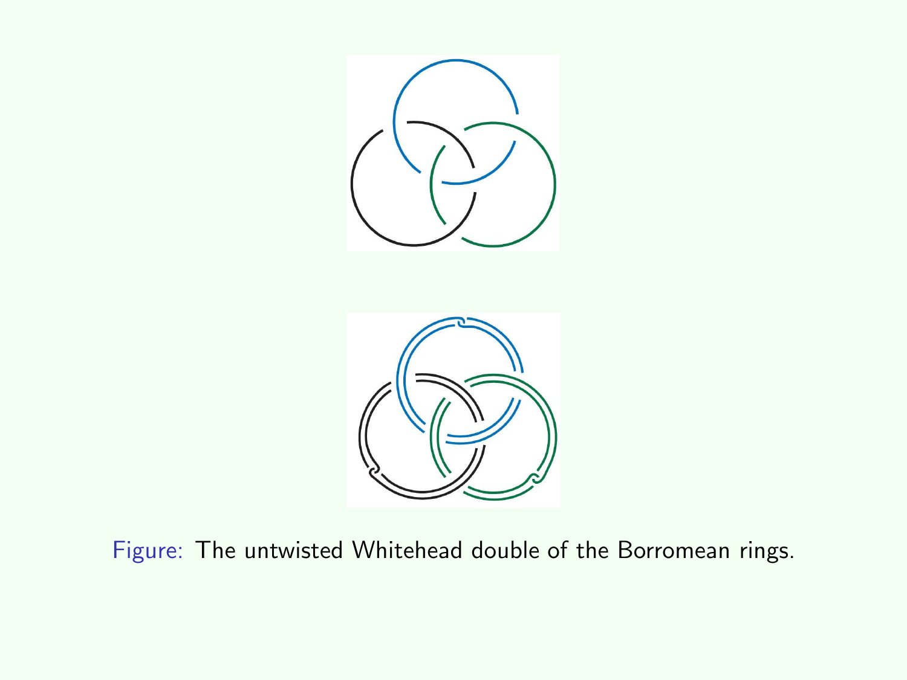Figure: The untwisted Whitehead double of the Borromean rings.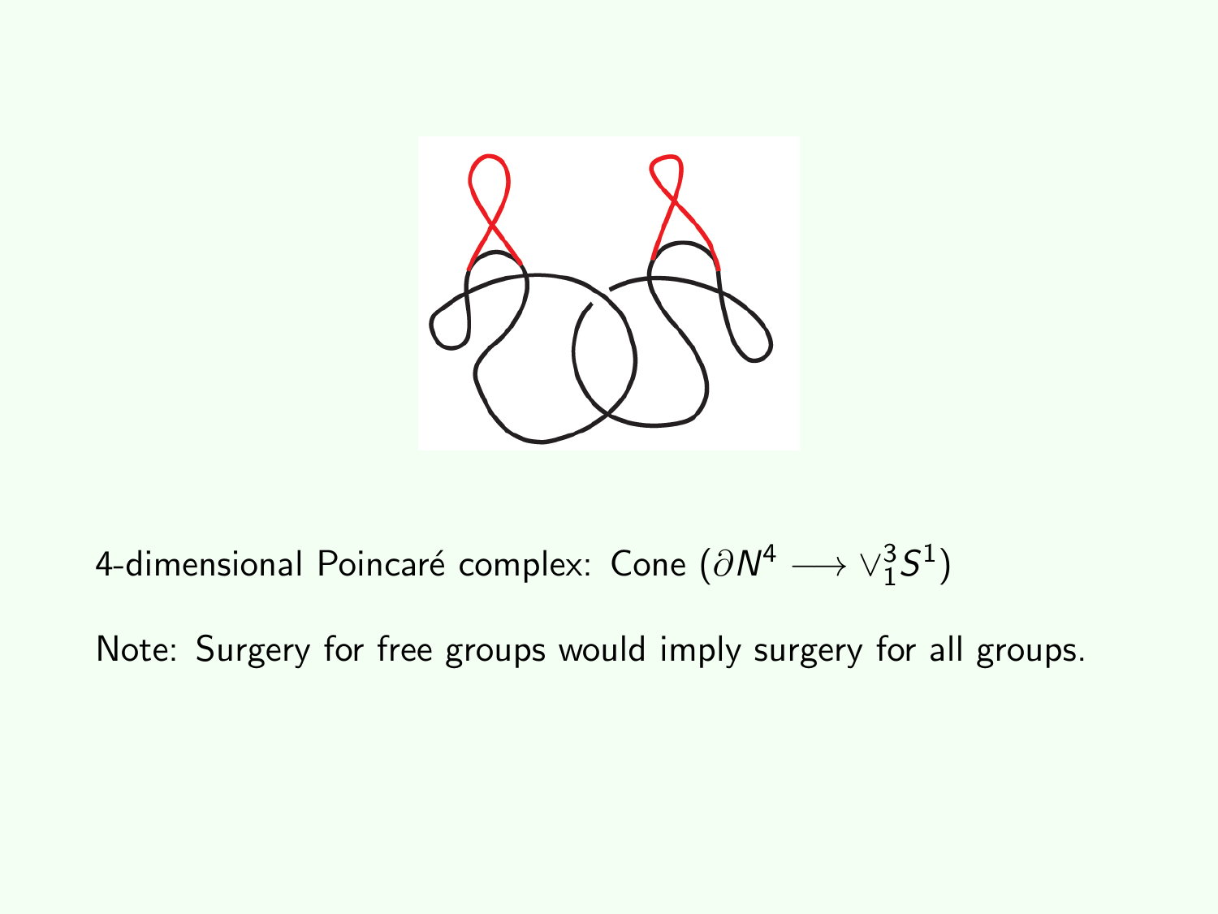4-dimensional Poincaré complex: Cone $(\partial N^4 \longrightarrow \vee_1^3 S^1)$

Note: Surgery for free groups would imply surgery for all groups.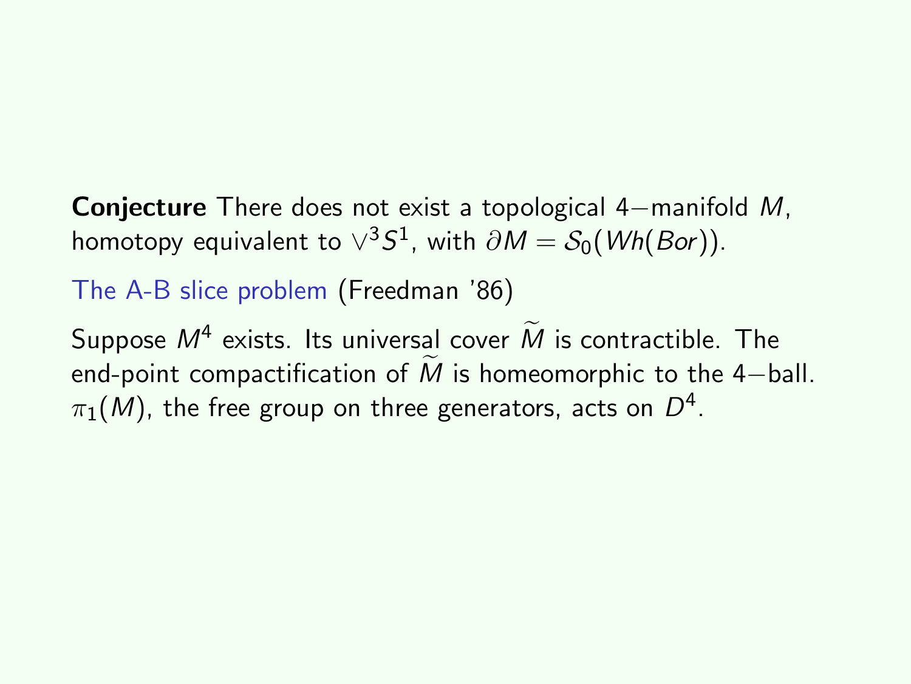**Conjecture** There does not exist a topological $4-$manifold $M$, homotopy equivalent to $\vee^3 S^1$, with $\partial M = \mathcal{S}_0(Wh(Bor))$.

The A-B slice problem (Freedman '86)

Suppose $M^4$ exists. Its universal cover $\widetilde{M}$ is contractible. The end-point compactification of $\widetilde{M}$ is homeomorphic to the $4-$ball. $\pi_1(M)$, the free group on three generators, acts on $D^4$.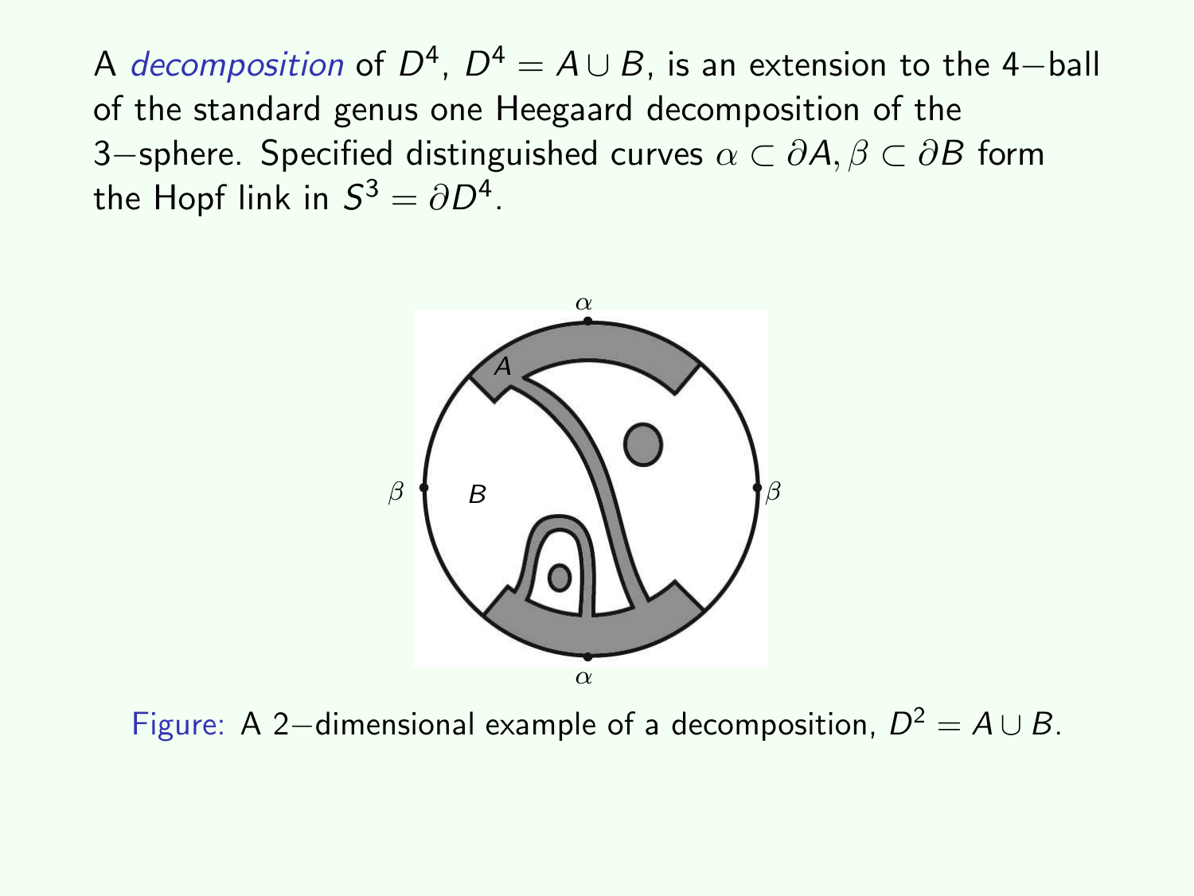A *decomposition* of $D^4$, $D^4 = A \cup B$, is an extension to the 4−ball of the standard genus one Heegaard decomposition of the 3−sphere. Specified distinguished curves $\alpha \subset \partial A, \beta \subset \partial B$ form the Hopf link in $S^3 = \partial D^4$.

Figure: A 2−dimensional example of a decomposition, $D^2 = A \cup B$.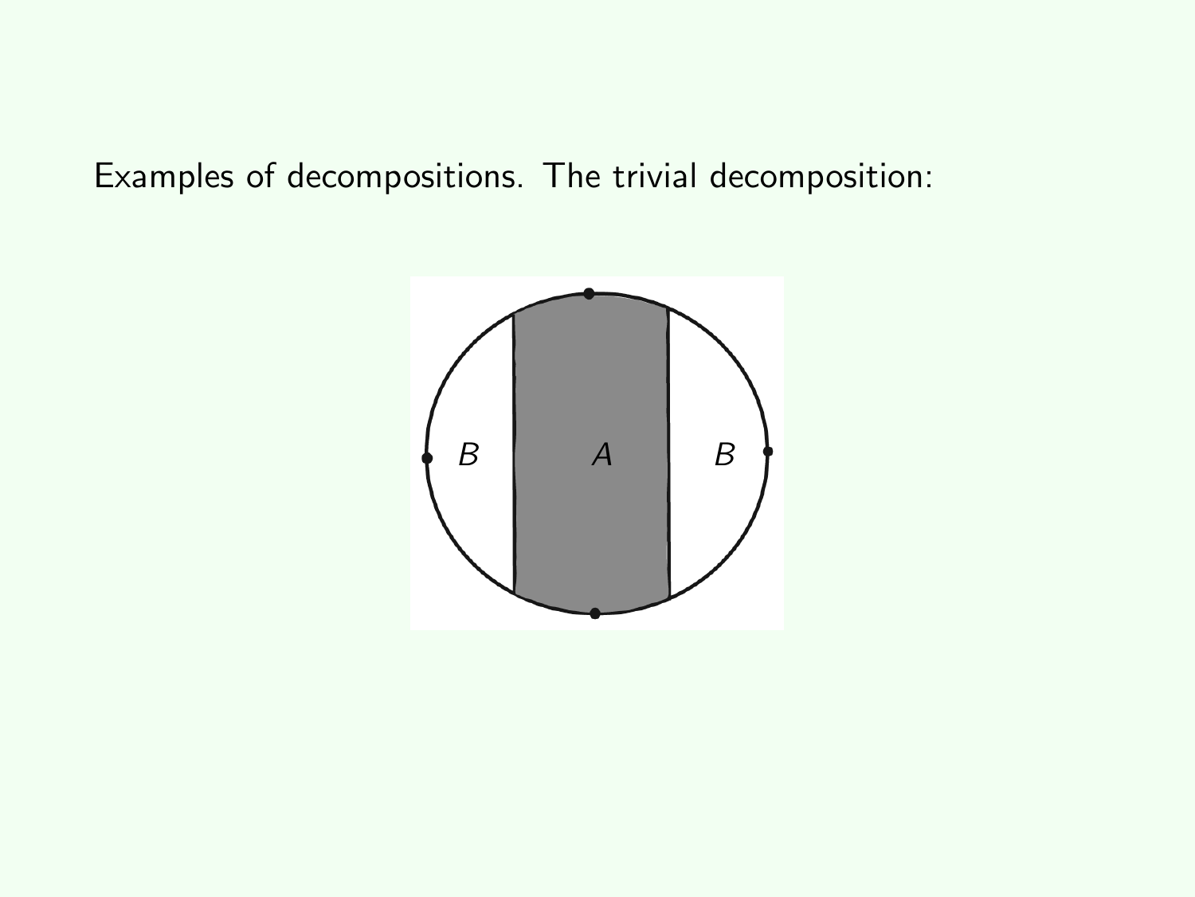Examples of decompositions. The trivial decomposition: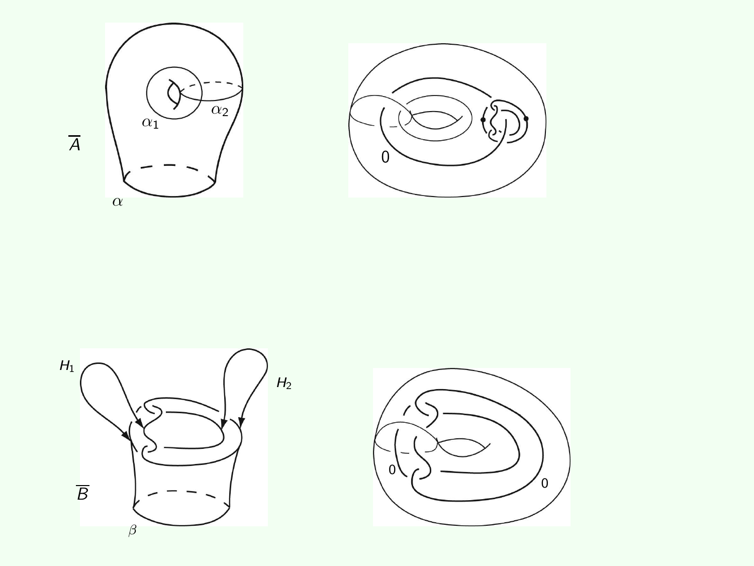$\overline{A}$

$\alpha_1$

$\alpha_2$

$\alpha$

0

$H_1$

$H_2$

$\overline{B}$

$\beta$

0

0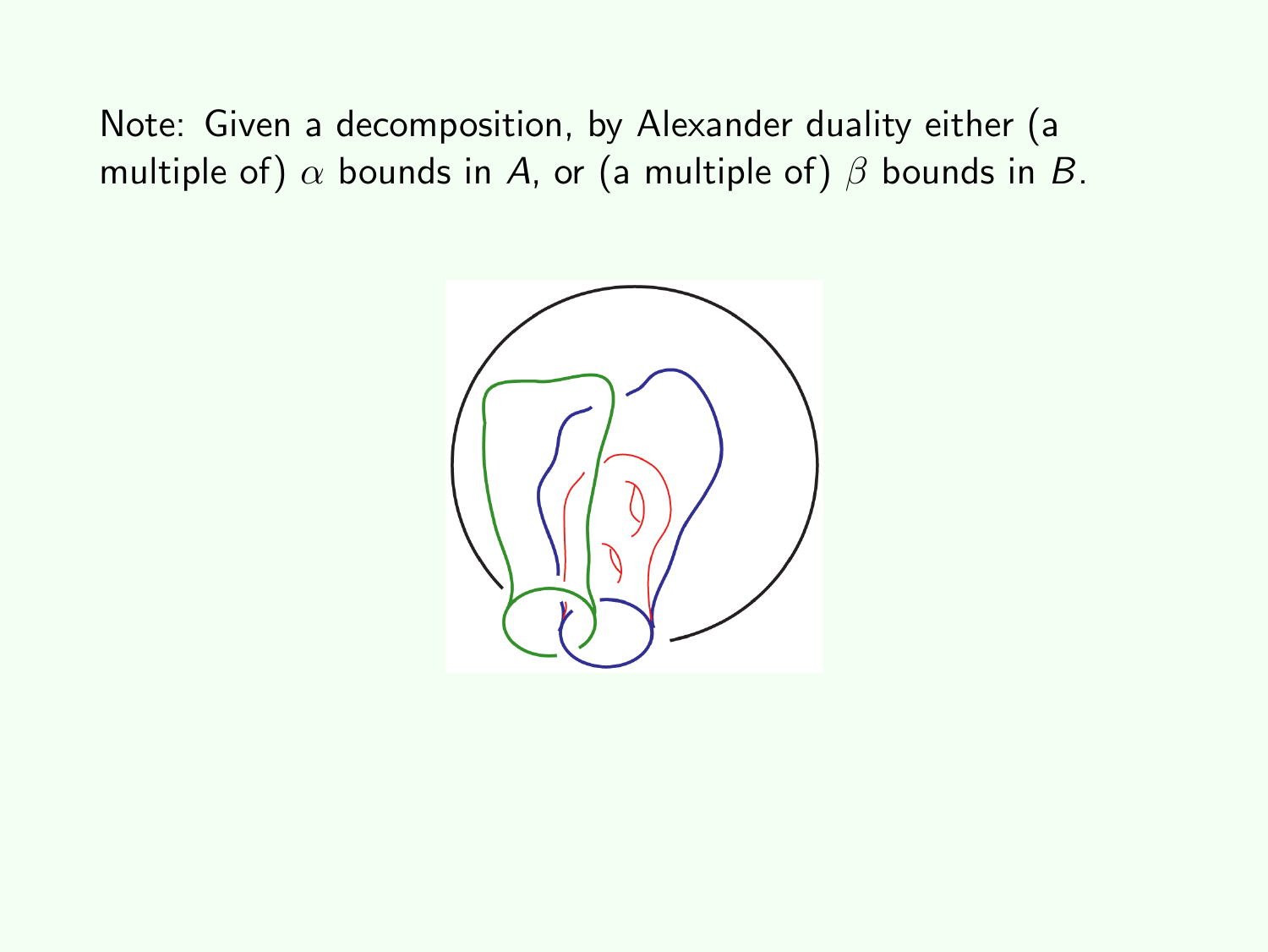Note: Given a decomposition, by Alexander duality either (a multiple of) $\alpha$ bounds in $A$, or (a multiple of) $\beta$ bounds in $B$.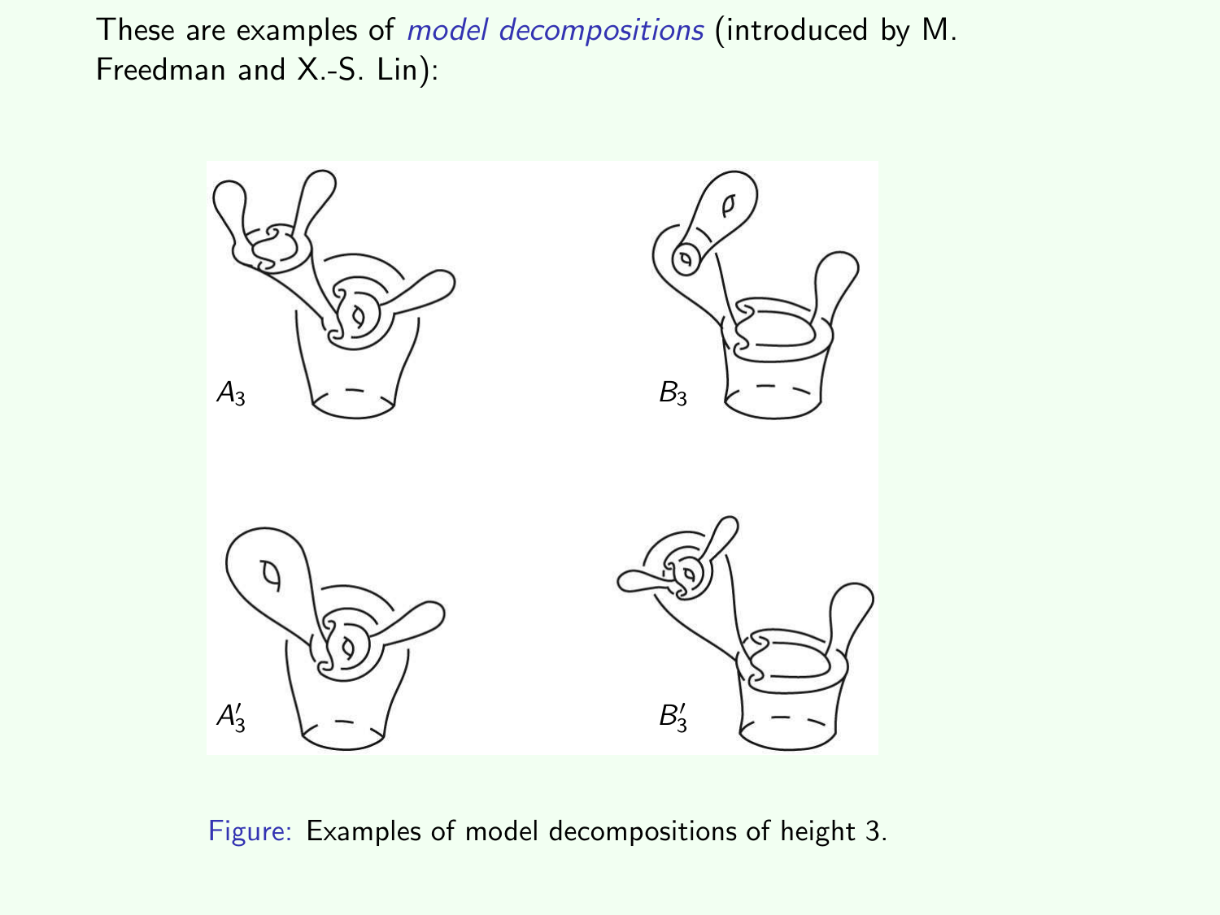These are examples of *model decompositions* (introduced by M. Freedman and X.-S. Lin):

Figure: Examples of model decompositions of height 3.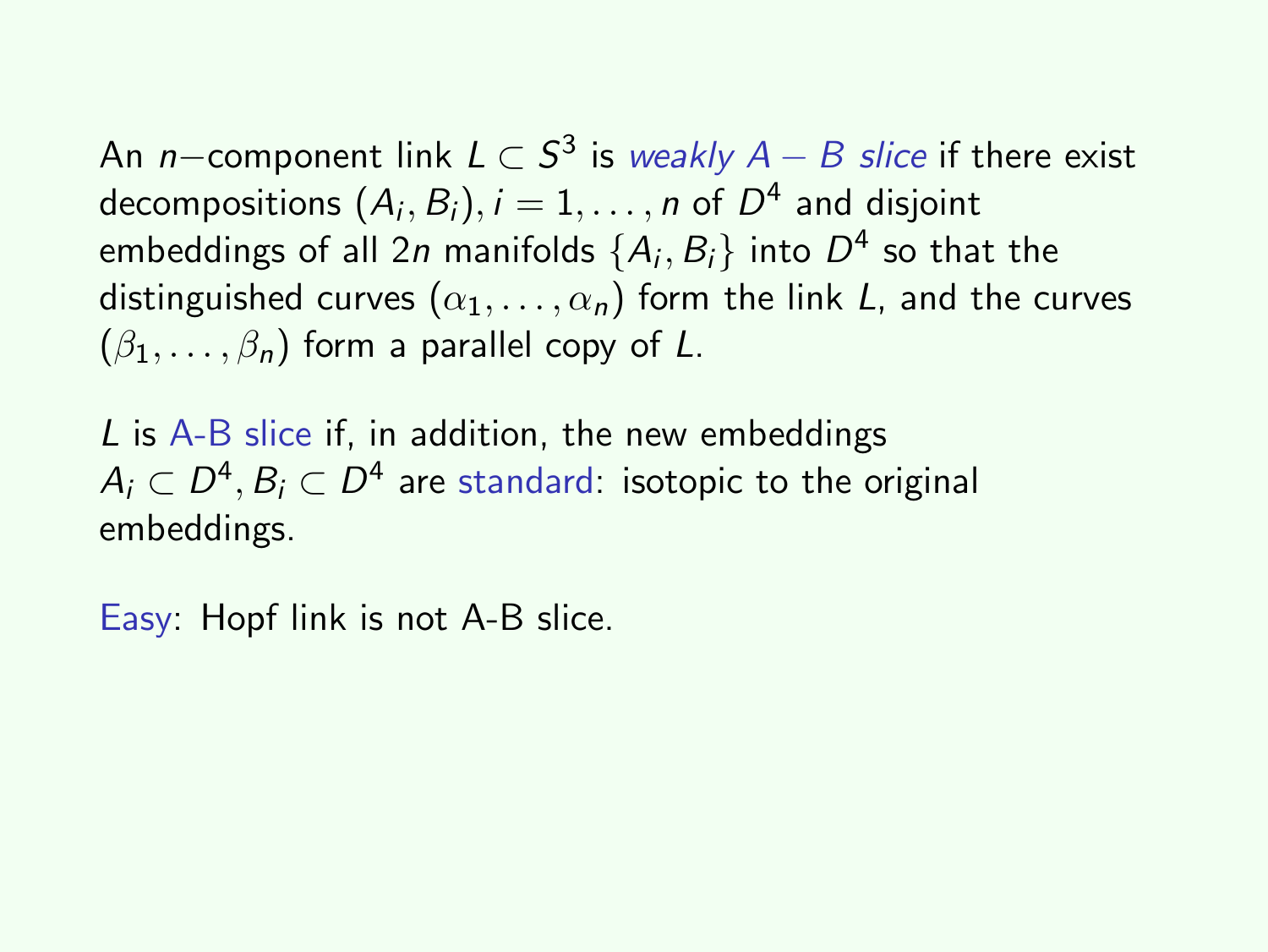An $n-$component link $L \subset S^3$ is *weakly $A - B$ slice* if there exist decompositions $(A_i, B_i), i = 1, \ldots, n$ of $D^4$ and disjoint embeddings of all $2n$ manifolds $\{A_i, B_i\}$ into $D^4$ so that the distinguished curves $(\alpha_1, \ldots, \alpha_n)$ form the link $L$, and the curves $(\beta_1, \ldots, \beta_n)$ form a parallel copy of $L$.

$L$ is A-B slice if, in addition, the new embeddings $A_i \subset D^4, B_i \subset D^4$ are standard: isotopic to the original embeddings.

Easy: Hopf link is not A-B slice.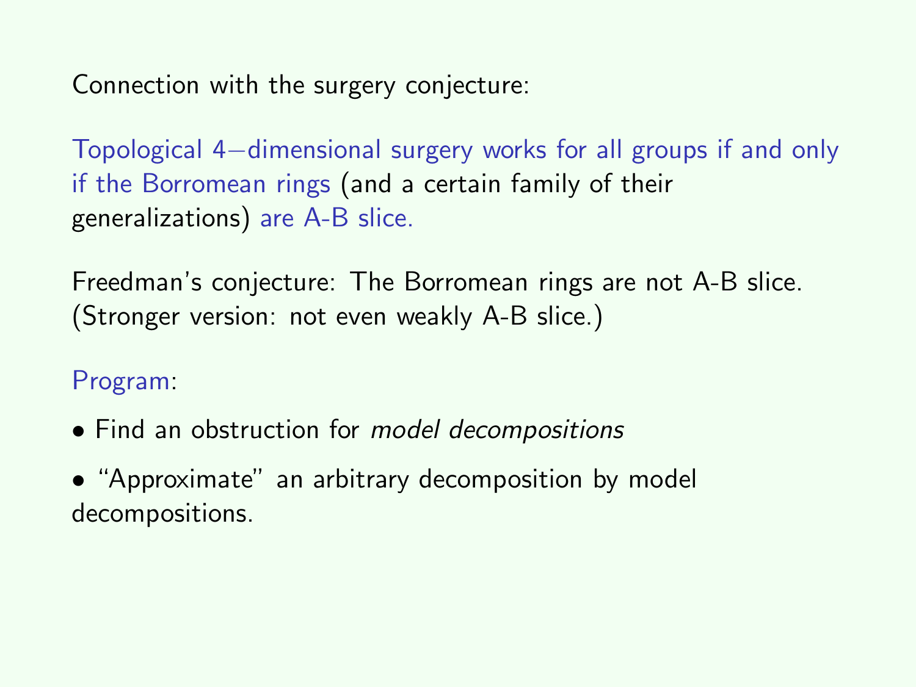Connection with the surgery conjecture:

Topological 4−dimensional surgery works for all groups if and only if the Borromean rings (and a certain family of their generalizations) are A-B slice.

Freedman's conjecture: The Borromean rings are not A-B slice. (Stronger version: not even weakly A-B slice.)

Program:

- Find an obstruction for *model decompositions*
- "Approximate" an arbitrary decomposition by model decompositions.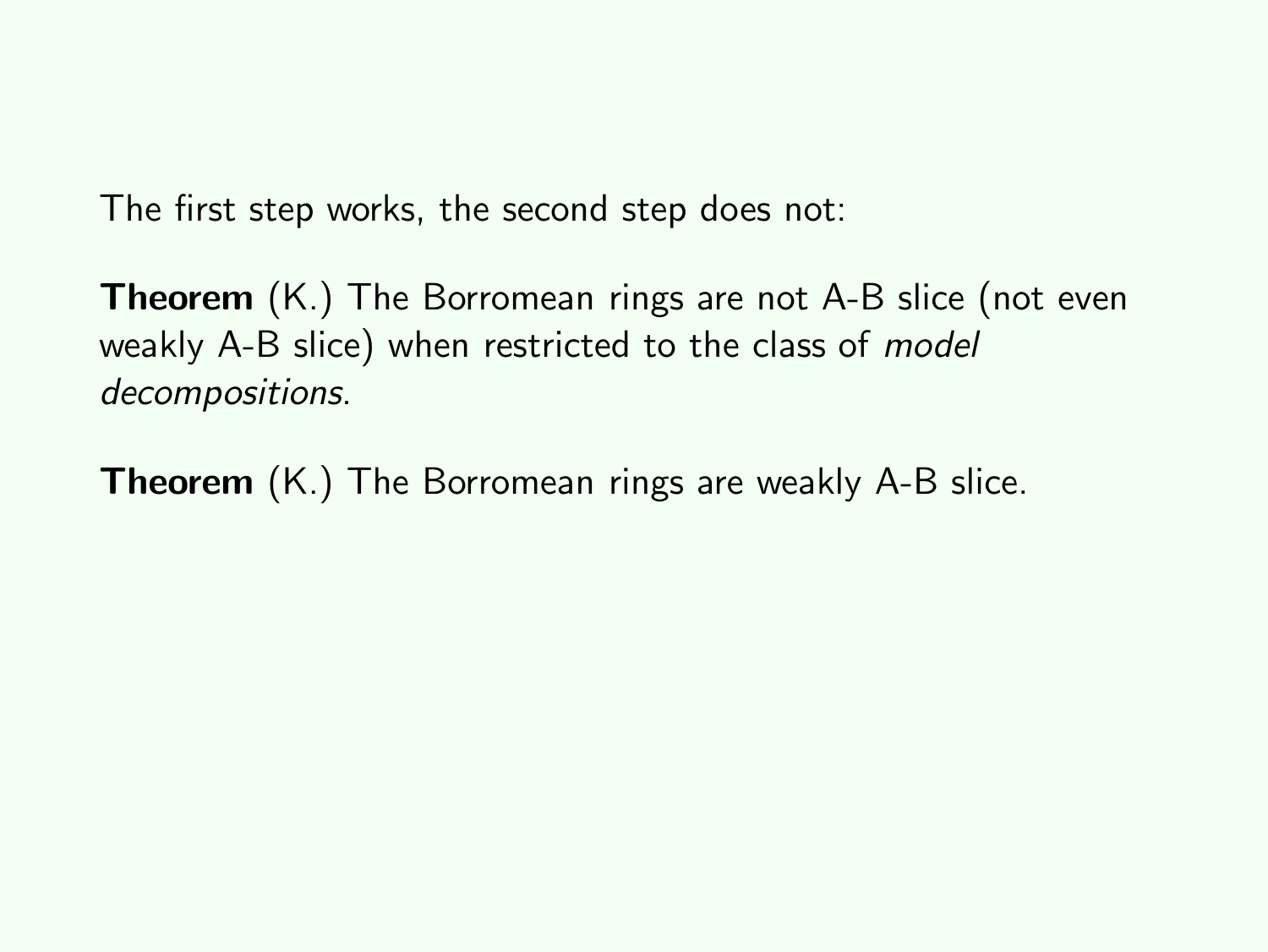The first step works, the second step does not:

**Theorem** (K.) The Borromean rings are not A-B slice (not even weakly A-B slice) when restricted to the class of *model decompositions*.

**Theorem** (K.) The Borromean rings are weakly A-B slice.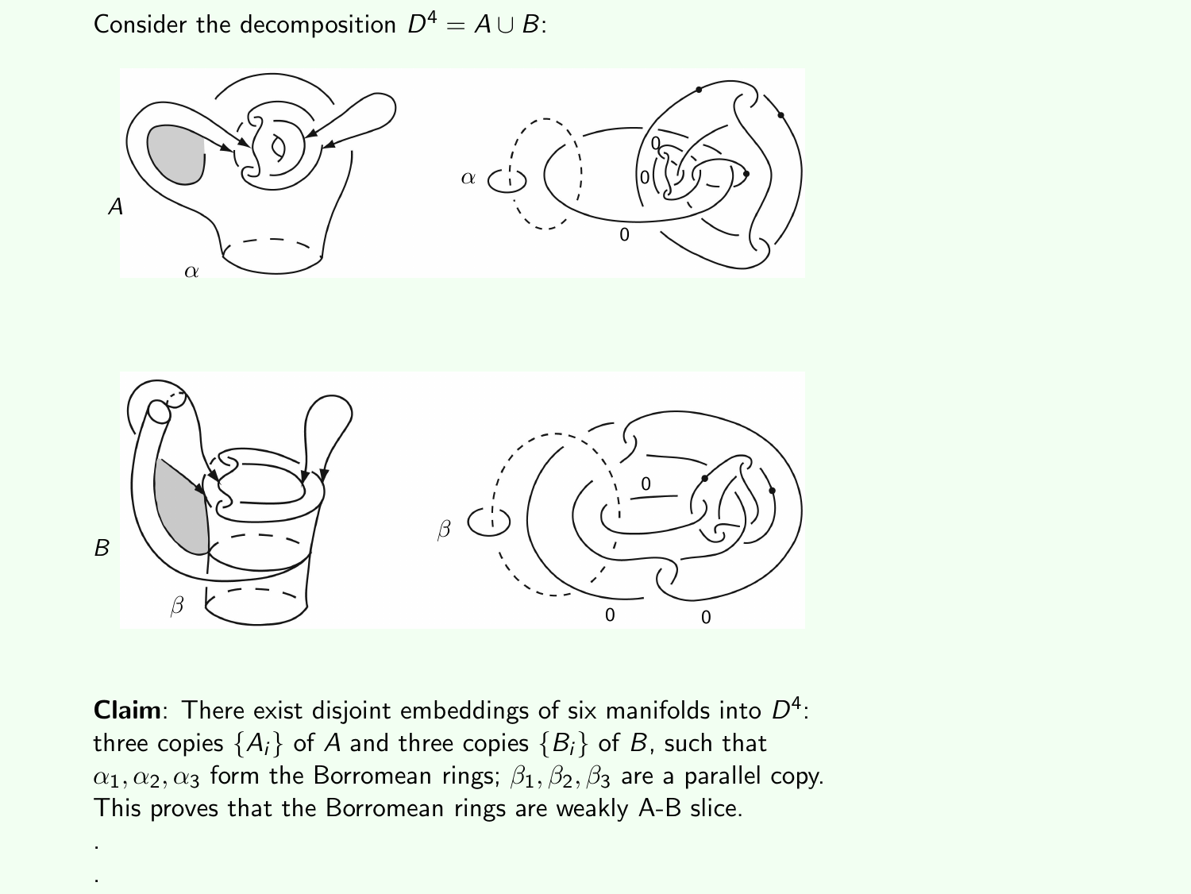Consider the decomposition $D^4 = A \cup B$:

**Claim**: There exist disjoint embeddings of six manifolds into $D^4$: three copies $\{A_i\}$ of $A$ and three copies $\{B_i\}$ of $B$, such that $\alpha_1, \alpha_2, \alpha_3$ form the Borromean rings; $\beta_1, \beta_2, \beta_3$ are a parallel copy. This proves that the Borromean rings are weakly A-B slice.

.

.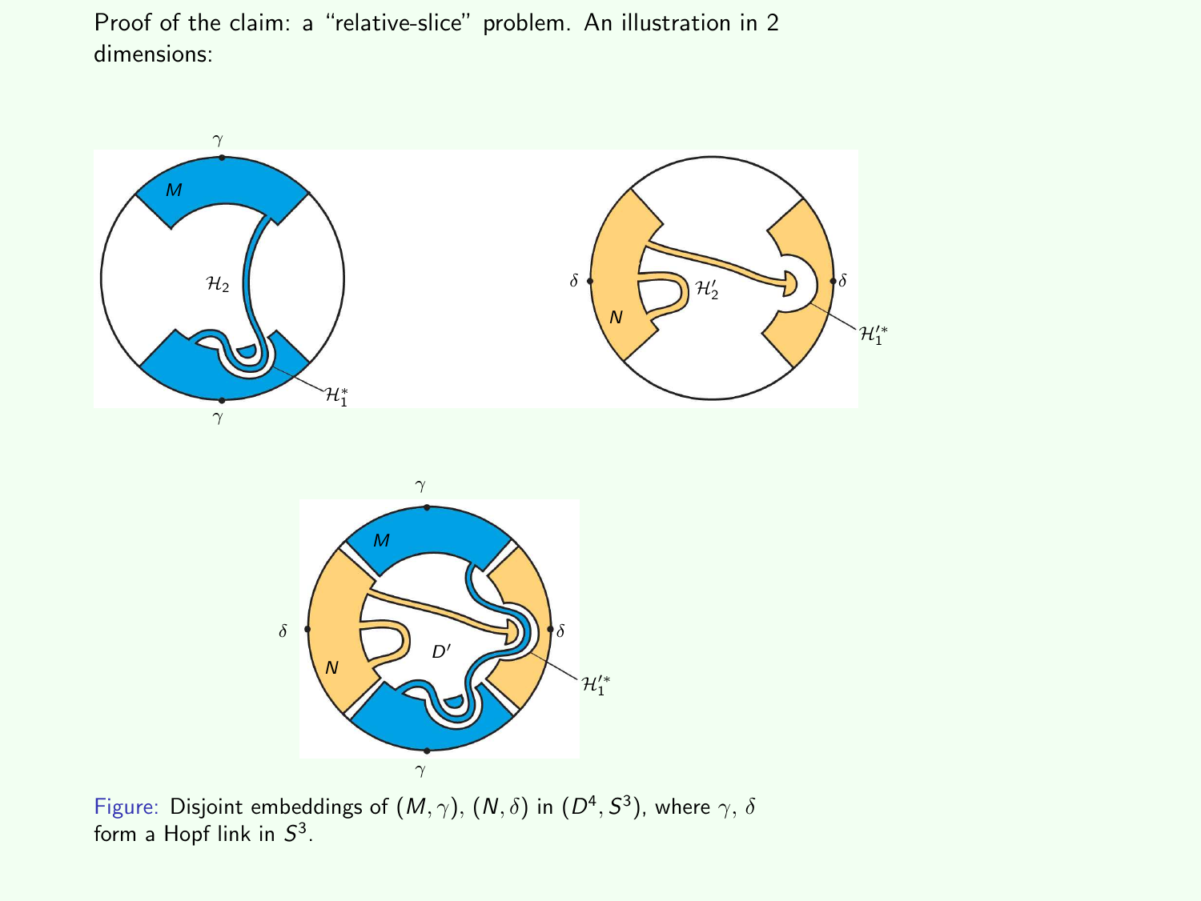Proof of the claim: a "relative-slice" problem. An illustration in 2 dimensions:

Figure: Disjoint embeddings of $(M,\gamma)$, $(N,\delta)$ in $(D^4, S^3)$, where $\gamma$, $\delta$ form a Hopf link in $S^3$.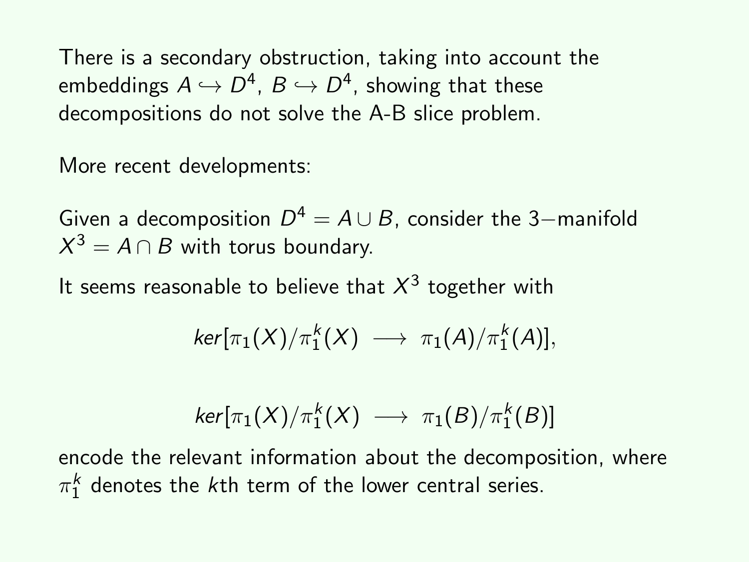There is a secondary obstruction, taking into account the embeddings $A \hookrightarrow D^4$, $B \hookrightarrow D^4$, showing that these decompositions do not solve the A-B slice problem.

More recent developments:

Given a decomposition $D^4 = A \cup B$, consider the 3−manifold $X^3 = A \cap B$ with torus boundary.

It seems reasonable to believe that $X^3$ together with

$$ker[\pi_1(X)/\pi_1^k(X) \longrightarrow \pi_1(A)/\pi_1^k(A)],$$

$$ker[\pi_1(X)/\pi_1^k(X) \longrightarrow \pi_1(B)/\pi_1^k(B)]$$

encode the relevant information about the decomposition, where $\pi_1^k$ denotes the $k$th term of the lower central series.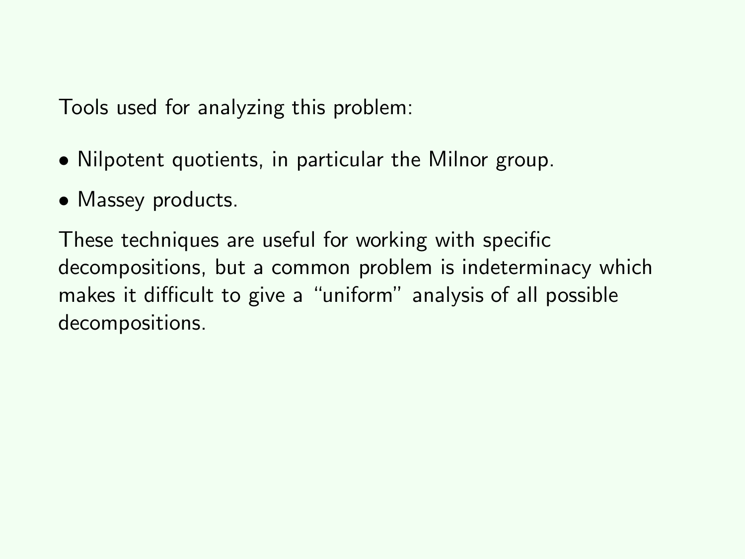Tools used for analyzing this problem:

- Nilpotent quotients, in particular the Milnor group.
- Massey products.

These techniques are useful for working with specific decompositions, but a common problem is indeterminacy which makes it difficult to give a “uniform” analysis of all possible decompositions.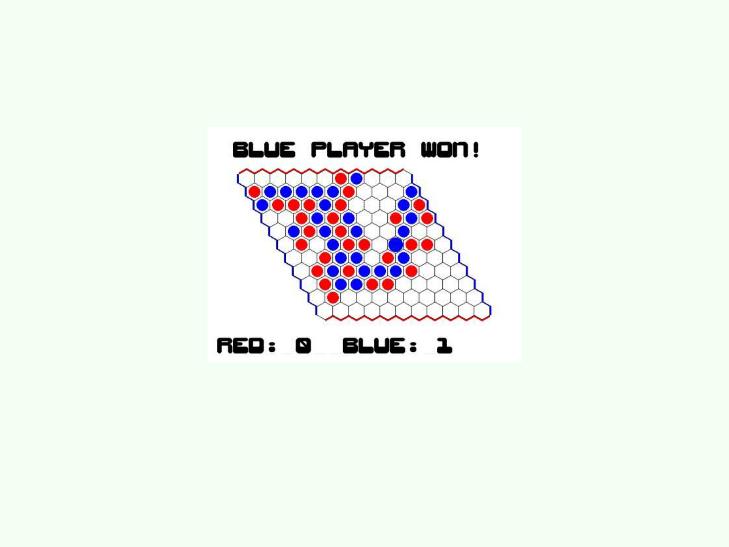BLUE PLAYER WON!

RED: 0 BLUE: 1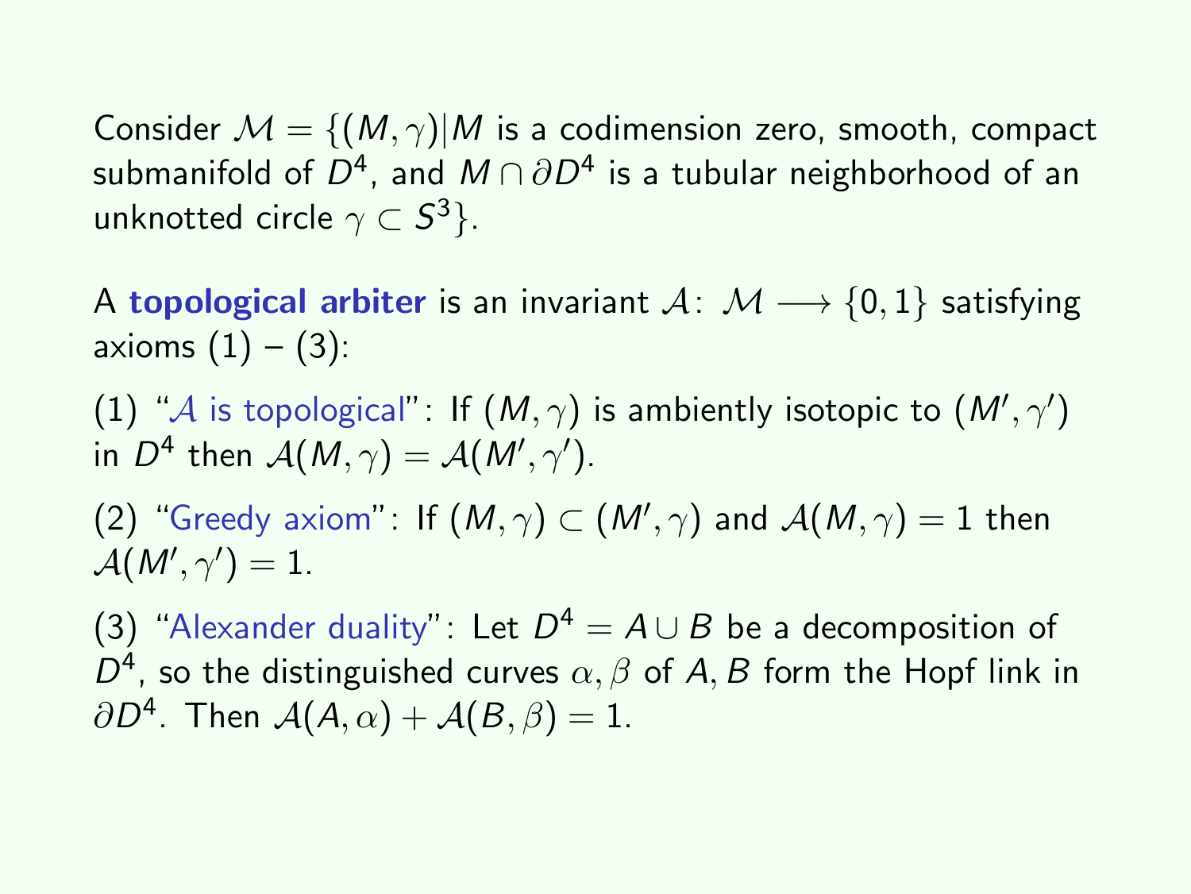Consider $\mathcal{M} = \{(M, \gamma) | M$ is a codimension zero, smooth, compact submanifold of $D^4$, and $M \cap \partial D^4$ is a tubular neighborhood of an unknotted circle $\gamma \subset S^3\}$.

A **topological arbiter** is an invariant $\mathcal{A}\colon\ \mathcal{M} \longrightarrow \{0, 1\}$ satisfying axioms (1) – (3):

(1) "$\mathcal{A}$ is topological": If $(M, \gamma)$ is ambiently isotopic to $(M', \gamma')$ in $D^4$ then $\mathcal{A}(M, \gamma) = \mathcal{A}(M', \gamma')$.

(2) "Greedy axiom": If $(M, \gamma) \subset (M', \gamma)$ and $\mathcal{A}(M, \gamma) = 1$ then $\mathcal{A}(M', \gamma') = 1$.

(3) "Alexander duality": Let $D^4 = A \cup B$ be a decomposition of $D^4$, so the distinguished curves $\alpha, \beta$ of $A, B$ form the Hopf link in $\partial D^4$. Then $\mathcal{A}(A, \alpha) + \mathcal{A}(B, \beta) = 1$.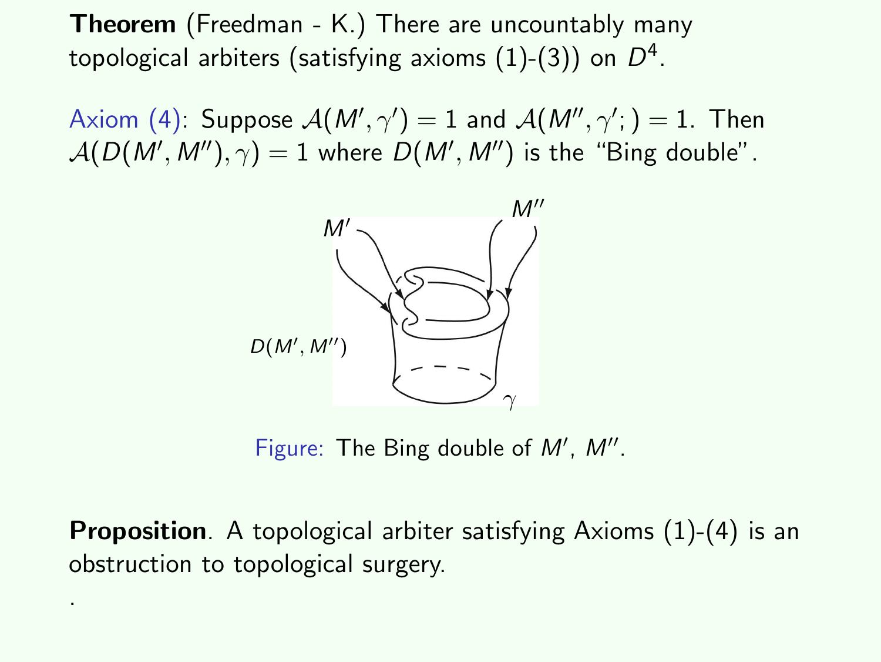**Theorem** (Freedman - K.) There are uncountably many topological arbiters (satisfying axioms (1)-(3)) on $D^4$.

Axiom (4): Suppose $\mathcal{A}(M', \gamma') = 1$ and $\mathcal{A}(M'', \gamma';) = 1$. Then $\mathcal{A}(D(M', M''), \gamma) = 1$ where $D(M', M'')$ is the "Bing double".

Figure: The Bing double of $M'$, $M''$.

**Proposition**. A topological arbiter satisfying Axioms (1)-(4) is an obstruction to topological surgery.

.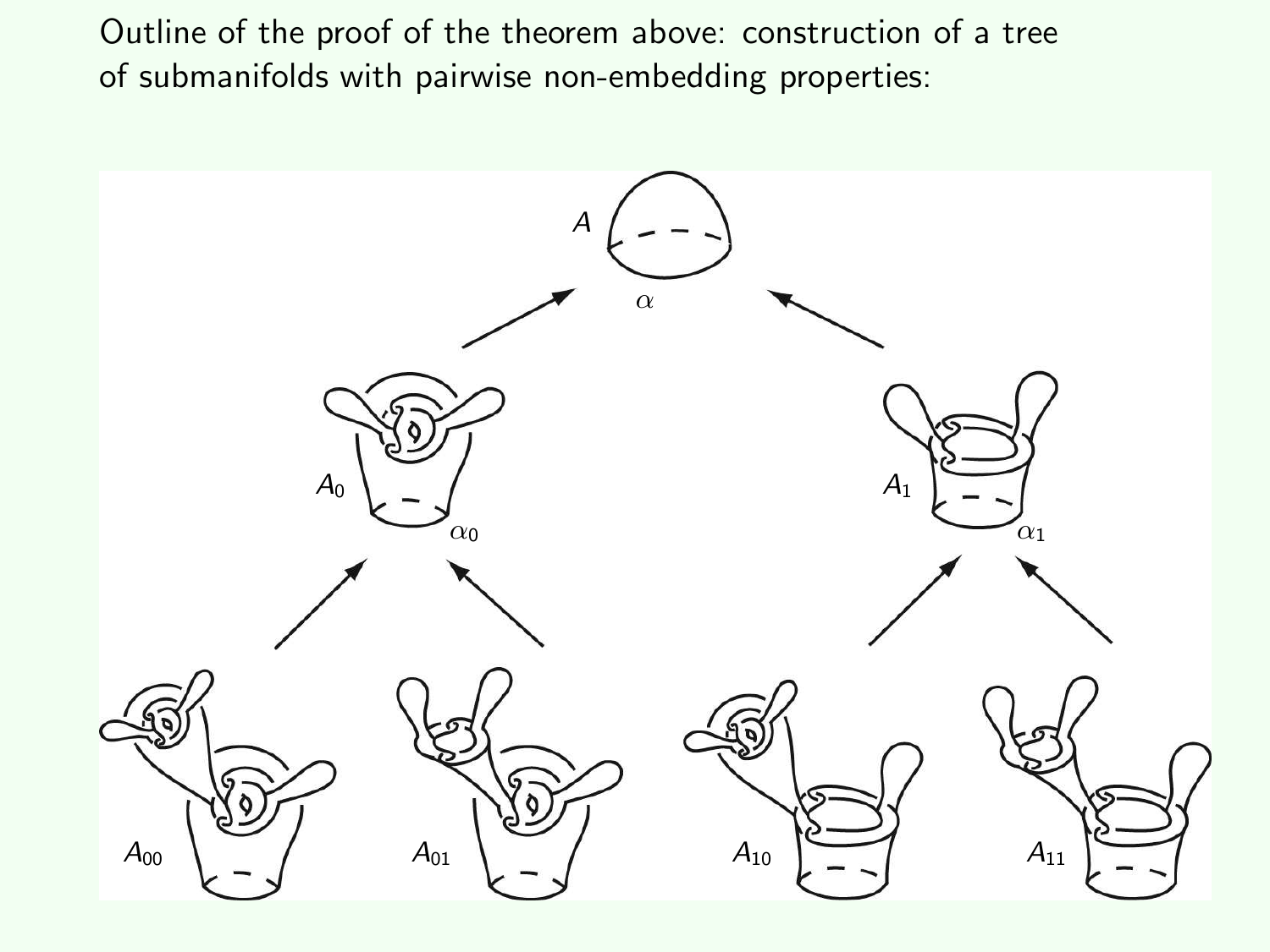Outline of the proof of the theorem above: construction of a tree of submanifolds with pairwise non-embedding properties:

$A$

$\alpha$

$A_0$ $\alpha_0$

$A_1$ $\alpha_1$

$A_{00}$ $A_{01}$ $A_{10}$ $A_{11}$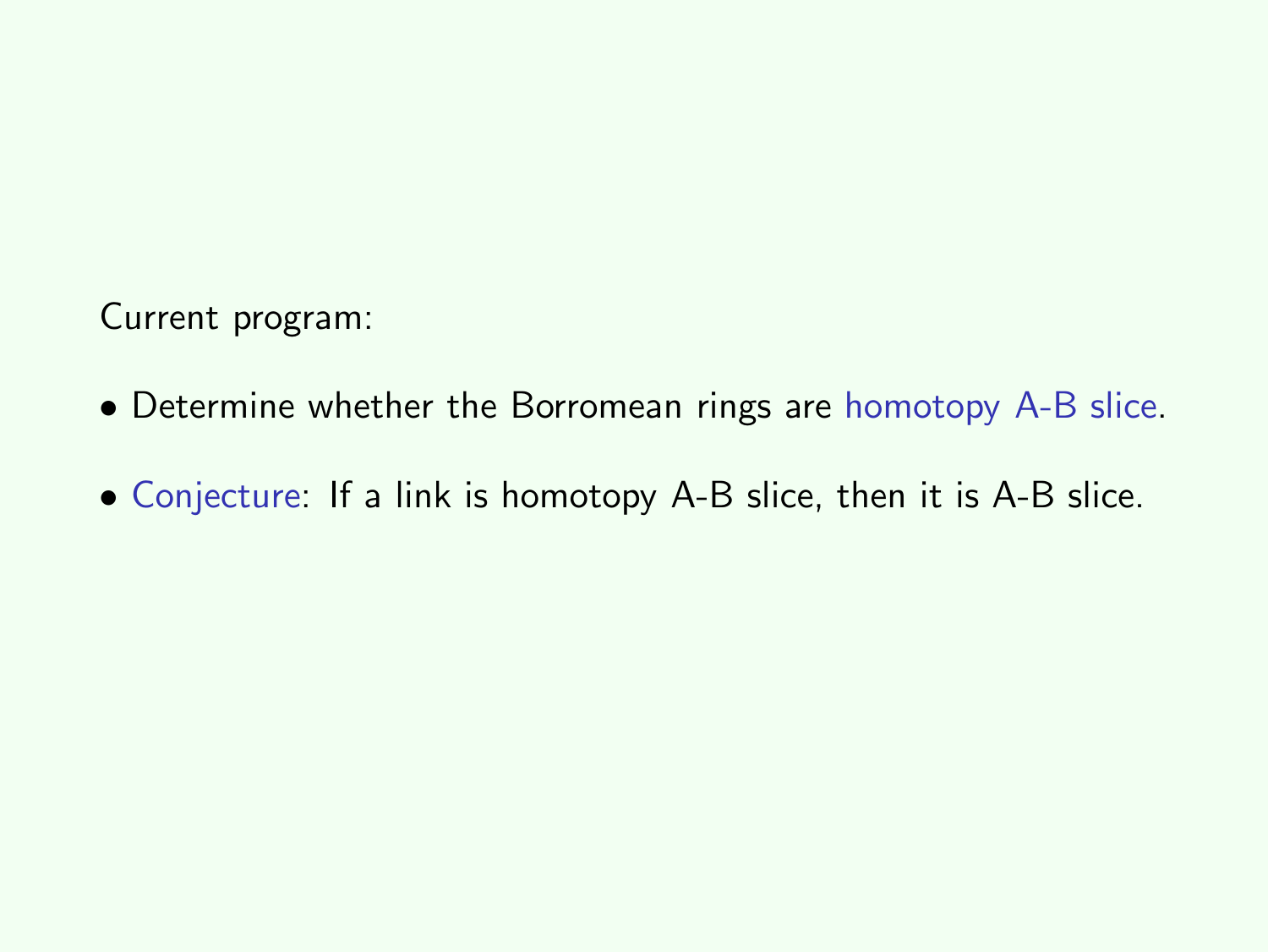Current program:

- Determine whether the Borromean rings are homotopy A-B slice.
- Conjecture: If a link is homotopy A-B slice, then it is A-B slice.